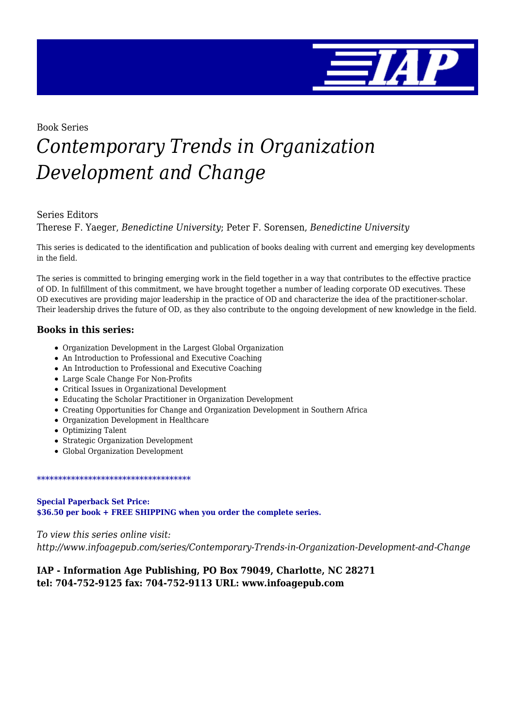Book Series

# *Contemporary Trends in Organization Development and Change*

Series Editors
Therese F. Yaeger, *Benedictine University*; Peter F. Sorensen, *Benedictine University*

This series is dedicated to the identification and publication of books dealing with current and emerging key developments in the field.

The series is committed to bringing emerging work in the field together in a way that contributes to the effective practice of OD. In fulfillment of this commitment, we have brought together a number of leading corporate OD executives. These OD executives are providing major leadership in the practice of OD and characterize the idea of the practitioner-scholar. Their leadership drives the future of OD, as they also contribute to the ongoing development of new knowledge in the field.

### Books in this series:

- Organization Development in the Largest Global Organization
- An Introduction to Professional and Executive Coaching
- An Introduction to Professional and Executive Coaching
- Large Scale Change For Non-Profits
- Critical Issues in Organizational Development
- Educating the Scholar Practitioner in Organization Development
- Creating Opportunities for Change and Organization Development in Southern Africa
- Organization Development in Healthcare
- Optimizing Talent
- Strategic Organization Development
- Global Organization Development

************************************

**Special Paperback Set Price:**
**$36.50 per book + FREE SHIPPING when you order the complete series.**

*To view this series online visit:*
*http://www.infoagepub.com/series/Contemporary-Trends-in-Organization-Development-and-Change*

**IAP - Information Age Publishing, PO Box 79049, Charlotte, NC 28271**
**tel: 704-752-9125 fax: 704-752-9113 URL: www.infoagepub.com**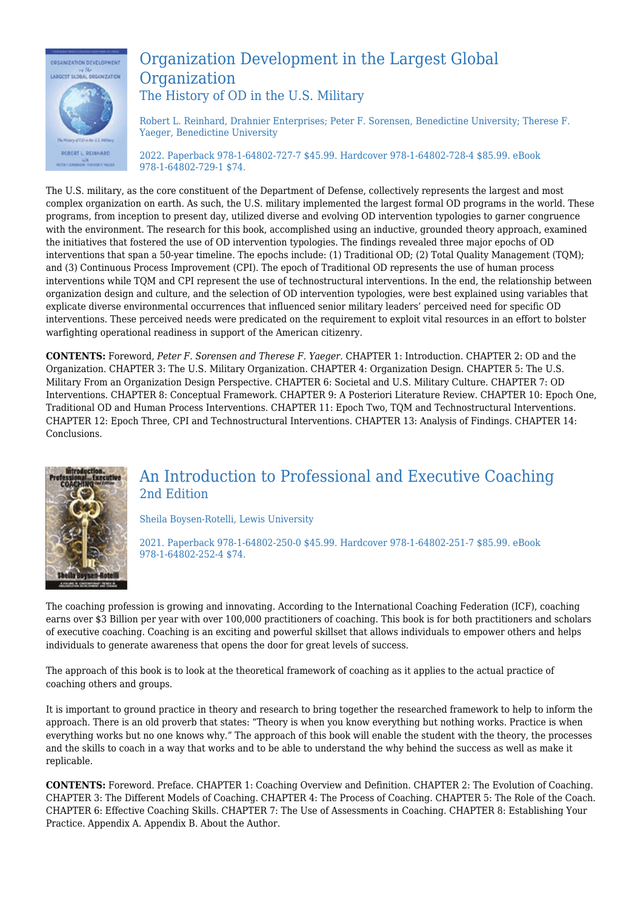## Organization Development in the Largest Global Organization

### The History of OD in the U.S. Military

Robert L. Reinhard, Drahnier Enterprises; Peter F. Sorensen, Benedictine University; Therese F. Yaeger, Benedictine University

2022. Paperback 978-1-64802-727-7 $45.99. Hardcover 978-1-64802-728-4 $85.99. eBook 978-1-64802-729-1 $74.

The U.S. military, as the core constituent of the Department of Defense, collectively represents the largest and most complex organization on earth. As such, the U.S. military implemented the largest formal OD programs in the world. These programs, from inception to present day, utilized diverse and evolving OD intervention typologies to garner congruence with the environment. The research for this book, accomplished using an inductive, grounded theory approach, examined the initiatives that fostered the use of OD intervention typologies. The findings revealed three major epochs of OD interventions that span a 50-year timeline. The epochs include: (1) Traditional OD; (2) Total Quality Management (TQM); and (3) Continuous Process Improvement (CPI). The epoch of Traditional OD represents the use of human process interventions while TQM and CPI represent the use of technostructural interventions. In the end, the relationship between organization design and culture, and the selection of OD intervention typologies, were best explained using variables that explicate diverse environmental occurrences that influenced senior military leaders' perceived need for specific OD interventions. These perceived needs were predicated on the requirement to exploit vital resources in an effort to bolster warfighting operational readiness in support of the American citizenry.

**CONTENTS:** Foreword, *Peter F. Sorensen and Therese F. Yaeger.* CHAPTER 1: Introduction. CHAPTER 2: OD and the Organization. CHAPTER 3: The U.S. Military Organization. CHAPTER 4: Organization Design. CHAPTER 5: The U.S. Military From an Organization Design Perspective. CHAPTER 6: Societal and U.S. Military Culture. CHAPTER 7: OD Interventions. CHAPTER 8: Conceptual Framework. CHAPTER 9: A Posteriori Literature Review. CHAPTER 10: Epoch One, Traditional OD and Human Process Interventions. CHAPTER 11: Epoch Two, TQM and Technostructural Interventions. CHAPTER 12: Epoch Three, CPI and Technostructural Interventions. CHAPTER 13: Analysis of Findings. CHAPTER 14: Conclusions.

## An Introduction to Professional and Executive Coaching

### 2nd Edition

Sheila Boysen-Rotelli, Lewis University

2021. Paperback 978-1-64802-250-0 $45.99. Hardcover 978-1-64802-251-7 $85.99. eBook 978-1-64802-252-4 $74.

The coaching profession is growing and innovating. According to the International Coaching Federation (ICF), coaching earns over $3 Billion per year with over 100,000 practitioners of coaching. This book is for both practitioners and scholars of executive coaching. Coaching is an exciting and powerful skillset that allows individuals to empower others and helps individuals to generate awareness that opens the door for great levels of success.

The approach of this book is to look at the theoretical framework of coaching as it applies to the actual practice of coaching others and groups.

It is important to ground practice in theory and research to bring together the researched framework to help to inform the approach. There is an old proverb that states: "Theory is when you know everything but nothing works. Practice is when everything works but no one knows why." The approach of this book will enable the student with the theory, the processes and the skills to coach in a way that works and to be able to understand the why behind the success as well as make it replicable.

**CONTENTS:** Foreword. Preface. CHAPTER 1: Coaching Overview and Definition. CHAPTER 2: The Evolution of Coaching. CHAPTER 3: The Different Models of Coaching. CHAPTER 4: The Process of Coaching. CHAPTER 5: The Role of the Coach. CHAPTER 6: Effective Coaching Skills. CHAPTER 7: The Use of Assessments in Coaching. CHAPTER 8: Establishing Your Practice. Appendix A. Appendix B. About the Author.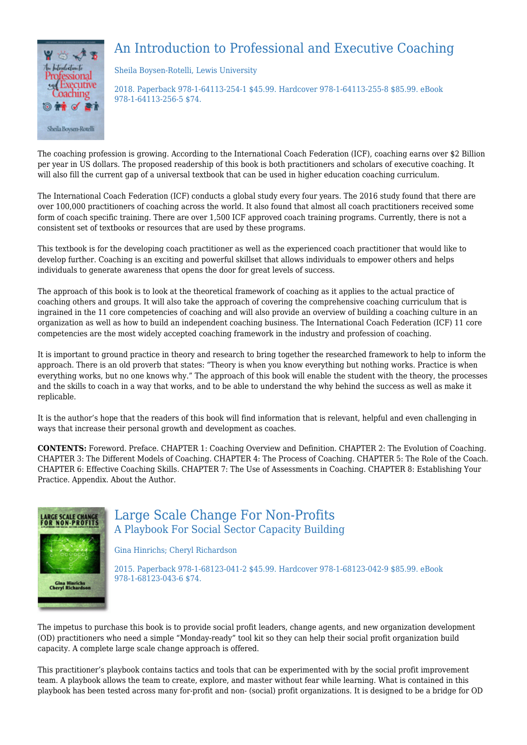## An Introduction to Professional and Executive Coaching

Sheila Boysen-Rotelli, Lewis University

2018. Paperback 978-1-64113-254-1 $45.99. Hardcover 978-1-64113-255-8 $85.99. eBook 978-1-64113-256-5 $74.

The coaching profession is growing. According to the International Coach Federation (ICF), coaching earns over $2 Billion per year in US dollars. The proposed readership of this book is both practitioners and scholars of executive coaching. It will also fill the current gap of a universal textbook that can be used in higher education coaching curriculum.

The International Coach Federation (ICF) conducts a global study every four years. The 2016 study found that there are over 100,000 practitioners of coaching across the world. It also found that almost all coach practitioners received some form of coach specific training. There are over 1,500 ICF approved coach training programs. Currently, there is not a consistent set of textbooks or resources that are used by these programs.

This textbook is for the developing coach practitioner as well as the experienced coach practitioner that would like to develop further. Coaching is an exciting and powerful skillset that allows individuals to empower others and helps individuals to generate awareness that opens the door for great levels of success.

The approach of this book is to look at the theoretical framework of coaching as it applies to the actual practice of coaching others and groups. It will also take the approach of covering the comprehensive coaching curriculum that is ingrained in the 11 core competencies of coaching and will also provide an overview of building a coaching culture in an organization as well as how to build an independent coaching business. The International Coach Federation (ICF) 11 core competencies are the most widely accepted coaching framework in the industry and profession of coaching.

It is important to ground practice in theory and research to bring together the researched framework to help to inform the approach. There is an old proverb that states: “Theory is when you know everything but nothing works. Practice is when everything works, but no one knows why.” The approach of this book will enable the student with the theory, the processes and the skills to coach in a way that works, and to be able to understand the why behind the success as well as make it replicable.

It is the author’s hope that the readers of this book will find information that is relevant, helpful and even challenging in ways that increase their personal growth and development as coaches.

**CONTENTS:** Foreword. Preface. CHAPTER 1: Coaching Overview and Definition. CHAPTER 2: The Evolution of Coaching. CHAPTER 3: The Different Models of Coaching. CHAPTER 4: The Process of Coaching. CHAPTER 5: The Role of the Coach. CHAPTER 6: Effective Coaching Skills. CHAPTER 7: The Use of Assessments in Coaching. CHAPTER 8: Establishing Your Practice. Appendix. About the Author.

## Large Scale Change For Non-Profits
### A Playbook For Social Sector Capacity Building

Gina Hinrichs; Cheryl Richardson

2015. Paperback 978-1-68123-041-2 $45.99. Hardcover 978-1-68123-042-9 $85.99. eBook 978-1-68123-043-6 $74.

The impetus to purchase this book is to provide social profit leaders, change agents, and new organization development (OD) practitioners who need a simple “Monday-ready” tool kit so they can help their social profit organization build capacity. A complete large scale change approach is offered.

This practitioner’s playbook contains tactics and tools that can be experimented with by the social profit improvement team. A playbook allows the team to create, explore, and master without fear while learning. What is contained in this playbook has been tested across many for-profit and non- (social) profit organizations. It is designed to be a bridge for OD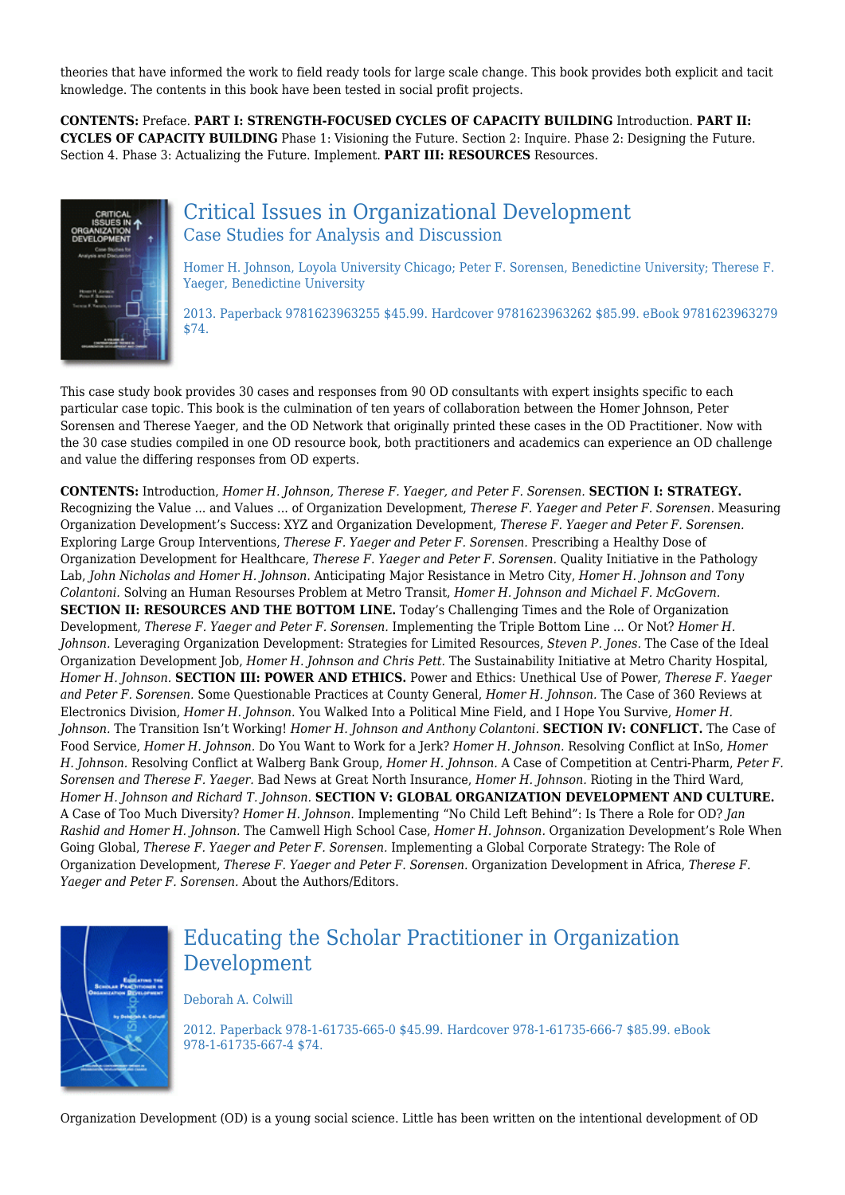theories that have informed the work to field ready tools for large scale change. This book provides both explicit and tacit knowledge. The contents in this book have been tested in social profit projects.

**CONTENTS:** Preface. **PART I: STRENGTH-FOCUSED CYCLES OF CAPACITY BUILDING** Introduction. **PART II: CYCLES OF CAPACITY BUILDING** Phase 1: Visioning the Future. Section 2: Inquire. Phase 2: Designing the Future. Section 4. Phase 3: Actualizing the Future. Implement. **PART III: RESOURCES** Resources.

## Critical Issues in Organizational Development

### Case Studies for Analysis and Discussion

Homer H. Johnson, Loyola University Chicago; Peter F. Sorensen, Benedictine University; Therese F. Yaeger, Benedictine University

2013. Paperback 9781623963255 $45.99. Hardcover 9781623963262 $85.99. eBook 9781623963279 $74.

This case study book provides 30 cases and responses from 90 OD consultants with expert insights specific to each particular case topic. This book is the culmination of ten years of collaboration between the Homer Johnson, Peter Sorensen and Therese Yaeger, and the OD Network that originally printed these cases in the OD Practitioner. Now with the 30 case studies compiled in one OD resource book, both practitioners and academics can experience an OD challenge and value the differing responses from OD experts.

**CONTENTS:** Introduction, *Homer H. Johnson, Therese F. Yaeger, and Peter F. Sorensen.* **SECTION I: STRATEGY.** Recognizing the Value ... and Values ... of Organization Development, *Therese F. Yaeger and Peter F. Sorensen.* Measuring Organization Development's Success: XYZ and Organization Development, *Therese F. Yaeger and Peter F. Sorensen.* Exploring Large Group Interventions, *Therese F. Yaeger and Peter F. Sorensen.* Prescribing a Healthy Dose of Organization Development for Healthcare, *Therese F. Yaeger and Peter F. Sorensen.* Quality Initiative in the Pathology Lab, *John Nicholas and Homer H. Johnson.* Anticipating Major Resistance in Metro City, *Homer H. Johnson and Tony Colantoni.* Solving an Human Resourses Problem at Metro Transit, *Homer H. Johnson and Michael F. McGovern.* **SECTION II: RESOURCES AND THE BOTTOM LINE.** Today's Challenging Times and the Role of Organization Development, *Therese F. Yaeger and Peter F. Sorensen.* Implementing the Triple Bottom Line ... Or Not? *Homer H. Johnson.* Leveraging Organization Development: Strategies for Limited Resources, *Steven P. Jones.* The Case of the Ideal Organization Development Job, *Homer H. Johnson and Chris Pett.* The Sustainability Initiative at Metro Charity Hospital, *Homer H. Johnson.* **SECTION III: POWER AND ETHICS.** Power and Ethics: Unethical Use of Power, *Therese F. Yaeger and Peter F. Sorensen.* Some Questionable Practices at County General, *Homer H. Johnson.* The Case of 360 Reviews at Electronics Division, *Homer H. Johnson.* You Walked Into a Political Mine Field, and I Hope You Survive, *Homer H. Johnson.* The Transition Isn't Working! *Homer H. Johnson and Anthony Colantoni.* **SECTION IV: CONFLICT.** The Case of Food Service, *Homer H. Johnson.* Do You Want to Work for a Jerk? *Homer H. Johnson.* Resolving Conflict at InSo, *Homer H. Johnson.* Resolving Conflict at Walberg Bank Group, *Homer H. Johnson.* A Case of Competition at Centri-Pharm, *Peter F. Sorensen and Therese F. Yaeger.* Bad News at Great North Insurance, *Homer H. Johnson.* Rioting in the Third Ward, *Homer H. Johnson and Richard T. Johnson.* **SECTION V: GLOBAL ORGANIZATION DEVELOPMENT AND CULTURE.** A Case of Too Much Diversity? *Homer H. Johnson.* Implementing "No Child Left Behind": Is There a Role for OD? *Jan Rashid and Homer H. Johnson.* The Camwell High School Case, *Homer H. Johnson.* Organization Development's Role When Going Global, *Therese F. Yaeger and Peter F. Sorensen.* Implementing a Global Corporate Strategy: The Role of Organization Development, *Therese F. Yaeger and Peter F. Sorensen.* Organization Development in Africa, *Therese F. Yaeger and Peter F. Sorensen.* About the Authors/Editors.

## Educating the Scholar Practitioner in Organization Development

Deborah A. Colwill

2012. Paperback 978-1-61735-665-0 $45.99. Hardcover 978-1-61735-666-7 $85.99. eBook 978-1-61735-667-4 $74.

Organization Development (OD) is a young social science. Little has been written on the intentional development of OD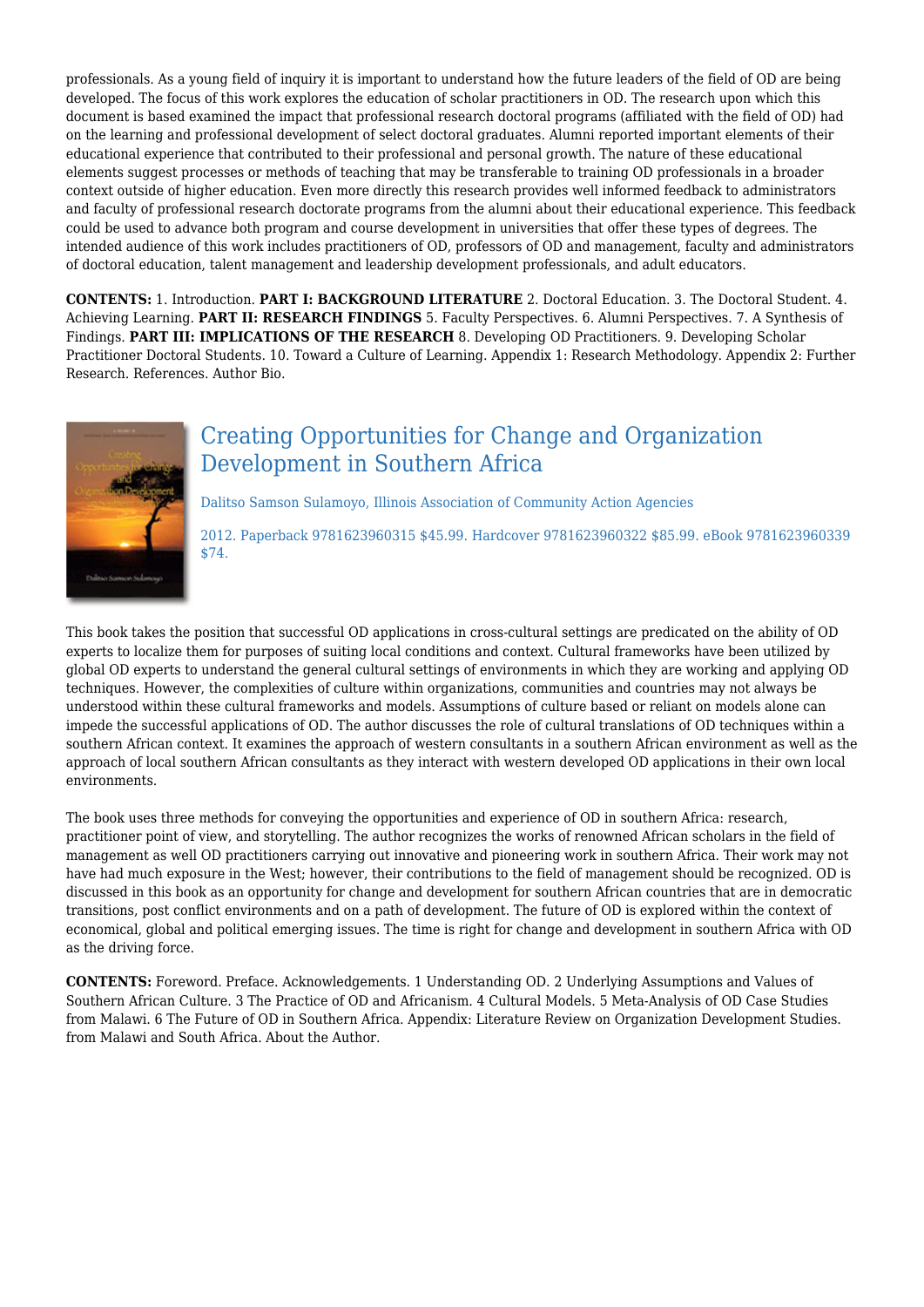professionals. As a young field of inquiry it is important to understand how the future leaders of the field of OD are being developed. The focus of this work explores the education of scholar practitioners in OD. The research upon which this document is based examined the impact that professional research doctoral programs (affiliated with the field of OD) had on the learning and professional development of select doctoral graduates. Alumni reported important elements of their educational experience that contributed to their professional and personal growth. The nature of these educational elements suggest processes or methods of teaching that may be transferable to training OD professionals in a broader context outside of higher education. Even more directly this research provides well informed feedback to administrators and faculty of professional research doctorate programs from the alumni about their educational experience. This feedback could be used to advance both program and course development in universities that offer these types of degrees. The intended audience of this work includes practitioners of OD, professors of OD and management, faculty and administrators of doctoral education, talent management and leadership development professionals, and adult educators.

**CONTENTS:** 1. Introduction. **PART I: BACKGROUND LITERATURE** 2. Doctoral Education. 3. The Doctoral Student. 4. Achieving Learning. **PART II: RESEARCH FINDINGS** 5. Faculty Perspectives. 6. Alumni Perspectives. 7. A Synthesis of Findings. **PART III: IMPLICATIONS OF THE RESEARCH** 8. Developing OD Practitioners. 9. Developing Scholar Practitioner Doctoral Students. 10. Toward a Culture of Learning. Appendix 1: Research Methodology. Appendix 2: Further Research. References. Author Bio.

## Creating Opportunities for Change and Organization Development in Southern Africa

Dalitso Samson Sulamoyo, Illinois Association of Community Action Agencies

2012. Paperback 9781623960315 $45.99. Hardcover 9781623960322 $85.99. eBook 9781623960339 $74.

This book takes the position that successful OD applications in cross-cultural settings are predicated on the ability of OD experts to localize them for purposes of suiting local conditions and context. Cultural frameworks have been utilized by global OD experts to understand the general cultural settings of environments in which they are working and applying OD techniques. However, the complexities of culture within organizations, communities and countries may not always be understood within these cultural frameworks and models. Assumptions of culture based or reliant on models alone can impede the successful applications of OD. The author discusses the role of cultural translations of OD techniques within a southern African context. It examines the approach of western consultants in a southern African environment as well as the approach of local southern African consultants as they interact with western developed OD applications in their own local environments.

The book uses three methods for conveying the opportunities and experience of OD in southern Africa: research, practitioner point of view, and storytelling. The author recognizes the works of renowned African scholars in the field of management as well OD practitioners carrying out innovative and pioneering work in southern Africa. Their work may not have had much exposure in the West; however, their contributions to the field of management should be recognized. OD is discussed in this book as an opportunity for change and development for southern African countries that are in democratic transitions, post conflict environments and on a path of development. The future of OD is explored within the context of economical, global and political emerging issues. The time is right for change and development in southern Africa with OD as the driving force.

**CONTENTS:** Foreword. Preface. Acknowledgements. 1 Understanding OD. 2 Underlying Assumptions and Values of Southern African Culture. 3 The Practice of OD and Africanism. 4 Cultural Models. 5 Meta-Analysis of OD Case Studies from Malawi. 6 The Future of OD in Southern Africa. Appendix: Literature Review on Organization Development Studies. from Malawi and South Africa. About the Author.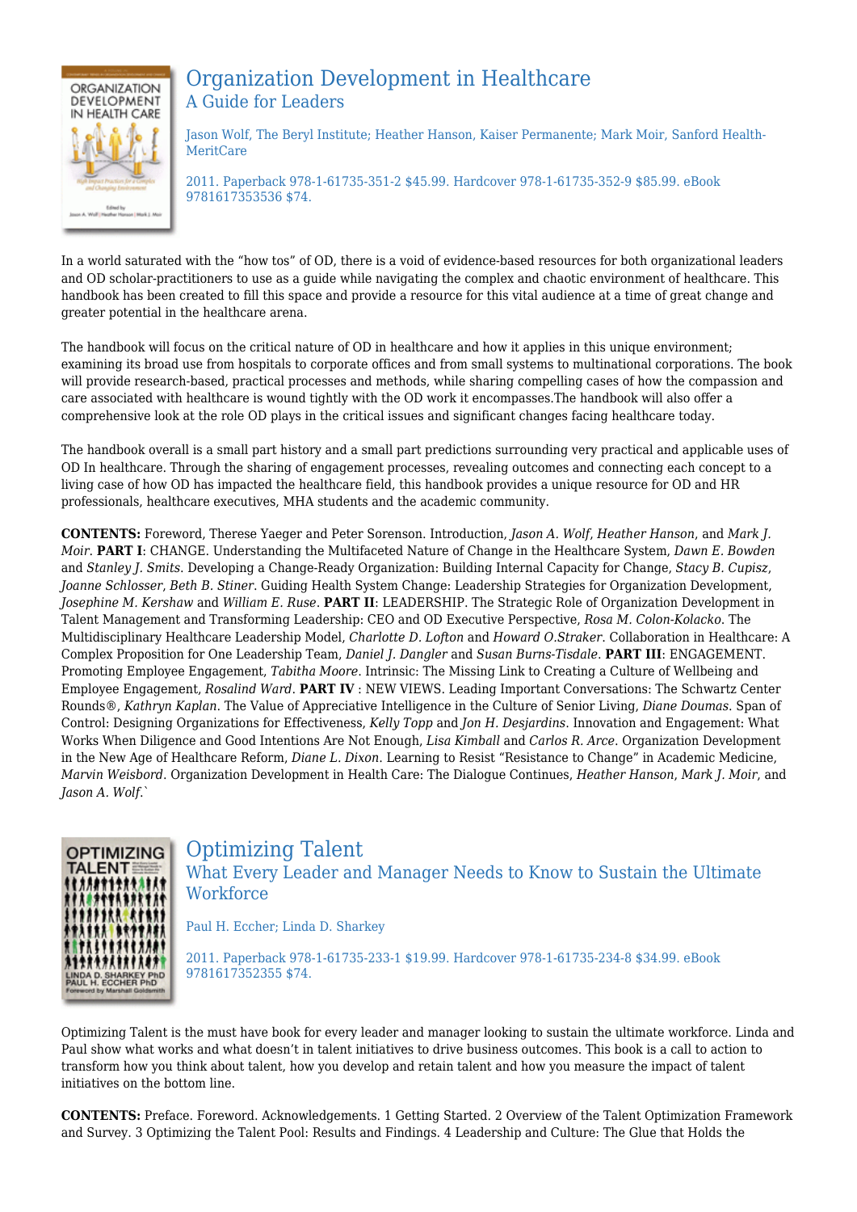## Organization Development in Healthcare

### A Guide for Leaders

Jason Wolf, The Beryl Institute; Heather Hanson, Kaiser Permanente; Mark Moir, Sanford Health-MeritCare

2011. Paperback 978-1-61735-351-2 $45.99. Hardcover 978-1-61735-352-9 $85.99. eBook 9781617353536 $74.

In a world saturated with the "how tos" of OD, there is a void of evidence-based resources for both organizational leaders and OD scholar-practitioners to use as a guide while navigating the complex and chaotic environment of healthcare. This handbook has been created to fill this space and provide a resource for this vital audience at a time of great change and greater potential in the healthcare arena.

The handbook will focus on the critical nature of OD in healthcare and how it applies in this unique environment; examining its broad use from hospitals to corporate offices and from small systems to multinational corporations. The book will provide research-based, practical processes and methods, while sharing compelling cases of how the compassion and care associated with healthcare is wound tightly with the OD work it encompasses.The handbook will also offer a comprehensive look at the role OD plays in the critical issues and significant changes facing healthcare today.

The handbook overall is a small part history and a small part predictions surrounding very practical and applicable uses of OD In healthcare. Through the sharing of engagement processes, revealing outcomes and connecting each concept to a living case of how OD has impacted the healthcare field, this handbook provides a unique resource for OD and HR professionals, healthcare executives, MHA students and the academic community.

**CONTENTS:** Foreword, Therese Yaeger and Peter Sorenson. Introduction, *Jason A. Wolf*, *Heather Hanson*, and *Mark J. Moir*. **PART I**: CHANGE. Understanding the Multifaceted Nature of Change in the Healthcare System, *Dawn E. Bowden* and *Stanley J. Smits*. Developing a Change-Ready Organization: Building Internal Capacity for Change, *Stacy B. Cupisz*, *Joanne Schlosser*, *Beth B. Stiner*. Guiding Health System Change: Leadership Strategies for Organization Development, *Josephine M. Kershaw* and *William E. Ruse*. **PART II**: LEADERSHIP. The Strategic Role of Organization Development in Talent Management and Transforming Leadership: CEO and OD Executive Perspective, *Rosa M. Colon-Kolacko*. The Multidisciplinary Healthcare Leadership Model, *Charlotte D. Lofton* and *Howard O.Straker*. Collaboration in Healthcare: A Complex Proposition for One Leadership Team, *Daniel J. Dangler* and *Susan Burns-Tisdale*. **PART III**: ENGAGEMENT. Promoting Employee Engagement, *Tabitha Moore*. Intrinsic: The Missing Link to Creating a Culture of Wellbeing and Employee Engagement, *Rosalind Ward*. **PART IV** : NEW VIEWS. Leading Important Conversations: The Schwartz Center Rounds®, *Kathryn Kaplan*. The Value of Appreciative Intelligence in the Culture of Senior Living, *Diane Doumas*. Span of Control: Designing Organizations for Effectiveness, *Kelly Topp* and *Jon H. Desjardins*. Innovation and Engagement: What Works When Diligence and Good Intentions Are Not Enough, *Lisa Kimball* and *Carlos R. Arce*. Organization Development in the New Age of Healthcare Reform, *Diane L. Dixon*. Learning to Resist "Resistance to Change" in Academic Medicine, *Marvin Weisbord*. Organization Development in Health Care: The Dialogue Continues, *Heather Hanson*, *Mark J. Moir*, and *Jason A. Wolf*.`

## Optimizing Talent

### What Every Leader and Manager Needs to Know to Sustain the Ultimate Workforce

Paul H. Eccher; Linda D. Sharkey

2011. Paperback 978-1-61735-233-1 $19.99. Hardcover 978-1-61735-234-8 $34.99. eBook 9781617352355 $74.

Optimizing Talent is the must have book for every leader and manager looking to sustain the ultimate workforce. Linda and Paul show what works and what doesn't in talent initiatives to drive business outcomes. This book is a call to action to transform how you think about talent, how you develop and retain talent and how you measure the impact of talent initiatives on the bottom line.

**CONTENTS:** Preface. Foreword. Acknowledgements. 1 Getting Started. 2 Overview of the Talent Optimization Framework and Survey. 3 Optimizing the Talent Pool: Results and Findings. 4 Leadership and Culture: The Glue that Holds the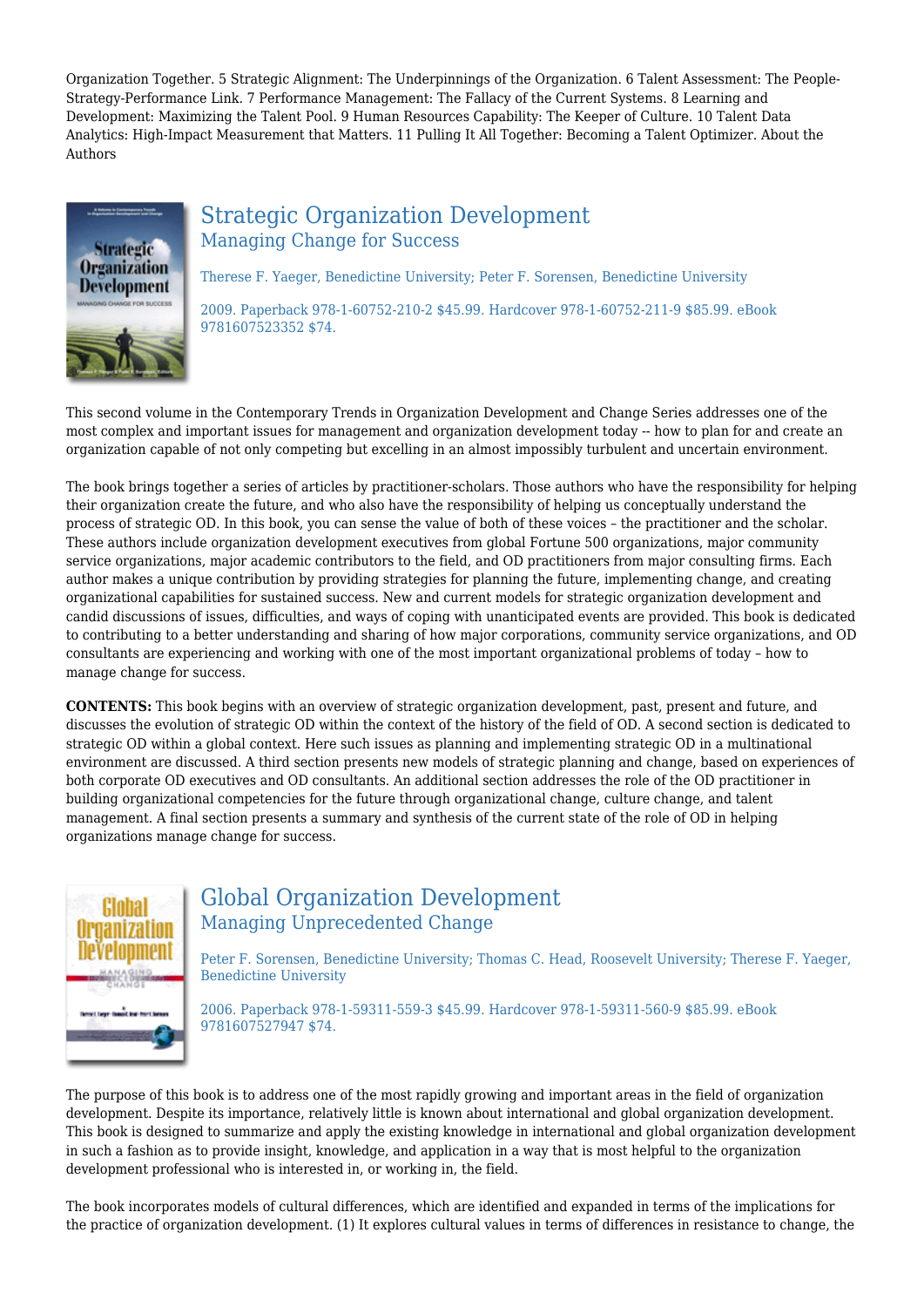Organization Together. 5 Strategic Alignment: The Underpinnings of the Organization. 6 Talent Assessment: The People-Strategy-Performance Link. 7 Performance Management: The Fallacy of the Current Systems. 8 Learning and Development: Maximizing the Talent Pool. 9 Human Resources Capability: The Keeper of Culture. 10 Talent Data Analytics: High-Impact Measurement that Matters. 11 Pulling It All Together: Becoming a Talent Optimizer. About the Authors

## Strategic Organization Development

### Managing Change for Success

Therese F. Yaeger, Benedictine University; Peter F. Sorensen, Benedictine University

2009. Paperback 978-1-60752-210-2 $45.99. Hardcover 978-1-60752-211-9 $85.99. eBook 9781607523352 $74.

This second volume in the Contemporary Trends in Organization Development and Change Series addresses one of the most complex and important issues for management and organization development today -- how to plan for and create an organization capable of not only competing but excelling in an almost impossibly turbulent and uncertain environment.

The book brings together a series of articles by practitioner-scholars. Those authors who have the responsibility for helping their organization create the future, and who also have the responsibility of helping us conceptually understand the process of strategic OD. In this book, you can sense the value of both of these voices – the practitioner and the scholar. These authors include organization development executives from global Fortune 500 organizations, major community service organizations, major academic contributors to the field, and OD practitioners from major consulting firms. Each author makes a unique contribution by providing strategies for planning the future, implementing change, and creating organizational capabilities for sustained success. New and current models for strategic organization development and candid discussions of issues, difficulties, and ways of coping with unanticipated events are provided. This book is dedicated to contributing to a better understanding and sharing of how major corporations, community service organizations, and OD consultants are experiencing and working with one of the most important organizational problems of today – how to manage change for success.

**CONTENTS:** This book begins with an overview of strategic organization development, past, present and future, and discusses the evolution of strategic OD within the context of the history of the field of OD. A second section is dedicated to strategic OD within a global context. Here such issues as planning and implementing strategic OD in a multinational environment are discussed. A third section presents new models of strategic planning and change, based on experiences of both corporate OD executives and OD consultants. An additional section addresses the role of the OD practitioner in building organizational competencies for the future through organizational change, culture change, and talent management. A final section presents a summary and synthesis of the current state of the role of OD in helping organizations manage change for success.

## Global Organization Development

### Managing Unprecedented Change

Peter F. Sorensen, Benedictine University; Thomas C. Head, Roosevelt University; Therese F. Yaeger, Benedictine University

2006. Paperback 978-1-59311-559-3 $45.99. Hardcover 978-1-59311-560-9 $85.99. eBook 9781607527947 $74.

The purpose of this book is to address one of the most rapidly growing and important areas in the field of organization development. Despite its importance, relatively little is known about international and global organization development. This book is designed to summarize and apply the existing knowledge in international and global organization development in such a fashion as to provide insight, knowledge, and application in a way that is most helpful to the organization development professional who is interested in, or working in, the field.

The book incorporates models of cultural differences, which are identified and expanded in terms of the implications for the practice of organization development. (1) It explores cultural values in terms of differences in resistance to change, the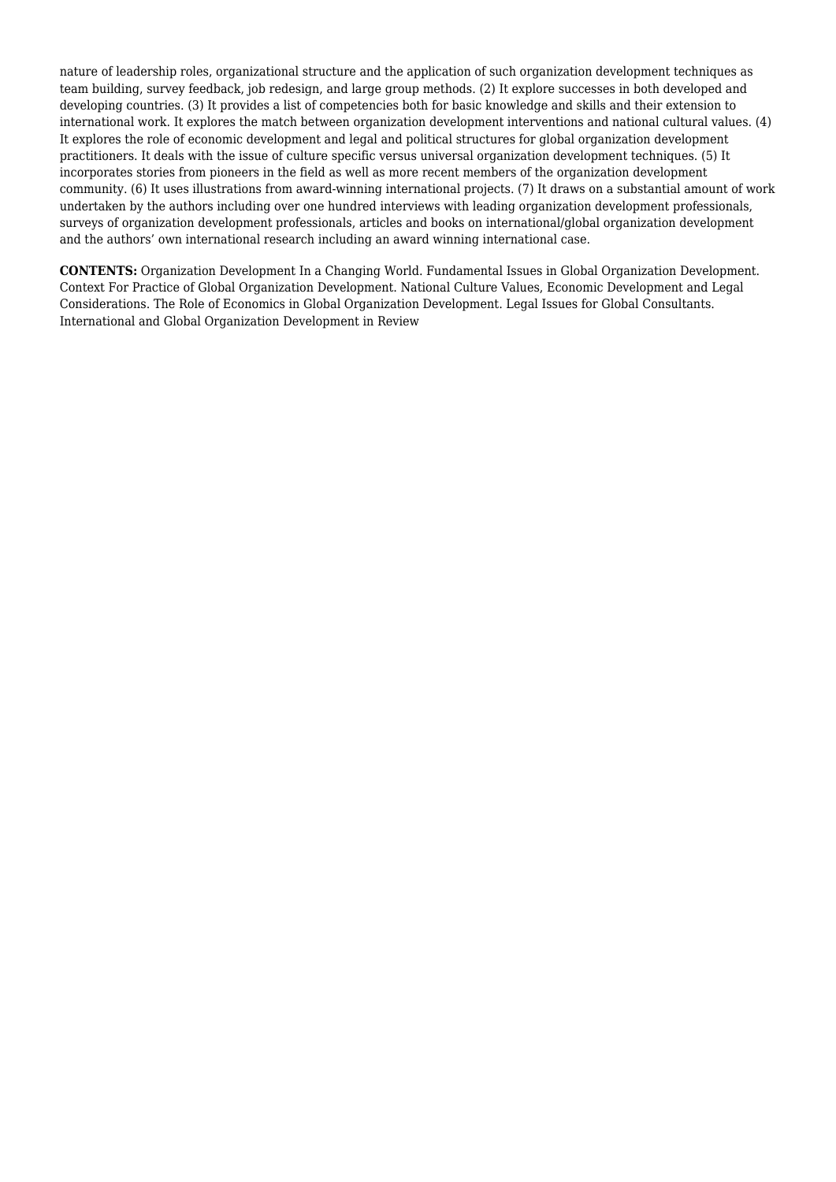nature of leadership roles, organizational structure and the application of such organization development techniques as team building, survey feedback, job redesign, and large group methods. (2) It explore successes in both developed and developing countries. (3) It provides a list of competencies both for basic knowledge and skills and their extension to international work. It explores the match between organization development interventions and national cultural values. (4) It explores the role of economic development and legal and political structures for global organization development practitioners. It deals with the issue of culture specific versus universal organization development techniques. (5) It incorporates stories from pioneers in the field as well as more recent members of the organization development community. (6) It uses illustrations from award-winning international projects. (7) It draws on a substantial amount of work undertaken by the authors including over one hundred interviews with leading organization development professionals, surveys of organization development professionals, articles and books on international/global organization development and the authors' own international research including an award winning international case.

**CONTENTS:** Organization Development In a Changing World. Fundamental Issues in Global Organization Development. Context For Practice of Global Organization Development. National Culture Values, Economic Development and Legal Considerations. The Role of Economics in Global Organization Development. Legal Issues for Global Consultants. International and Global Organization Development in Review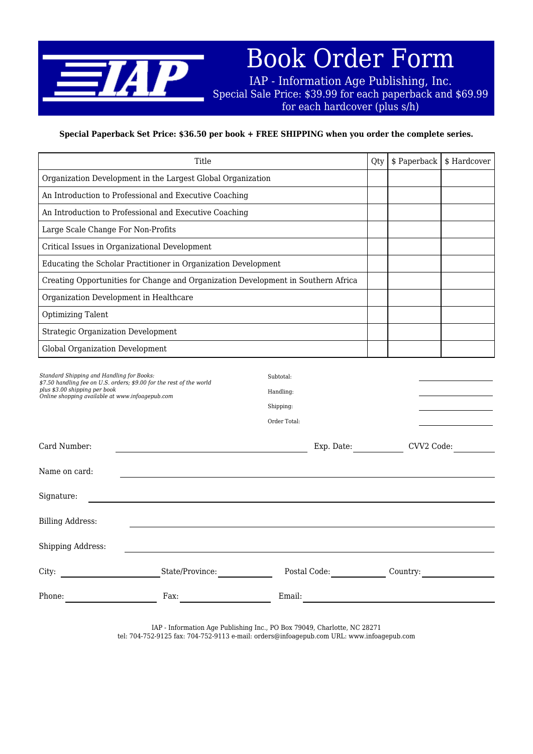# Book Order Form

IAP - Information Age Publishing, Inc.
Special Sale Price: $39.99 for each paperback and $69.99 for each hardcover (plus s/h)

**Special Paperback Set Price: $36.50 per book + FREE SHIPPING when you order the complete series.**

| Title | Qty | $ Paperback | $ Hardcover |
|---|---|---|---|
| Organization Development in the Largest Global Organization | | | |
| An Introduction to Professional and Executive Coaching | | | |
| An Introduction to Professional and Executive Coaching | | | |
| Large Scale Change For Non-Profits | | | |
| Critical Issues in Organizational Development | | | |
| Educating the Scholar Practitioner in Organization Development | | | |
| Creating Opportunities for Change and Organization Development in Southern Africa | | | |
| Organization Development in Healthcare | | | |
| Optimizing Talent | | | |
| Strategic Organization Development | | | |
| Global Organization Development | | | |

*Standard Shipping and Handling for Books:*
*$7.50 handling fee on U.S. orders; $9.00 for the rest of the world plus $3.00 shipping per book*
*Online shopping available at www.infoagepub.com*

Subtotal: ______________

Handling: ______________

Shipping: ______________

Order Total: ______________

Card Number: ______________________ Exp. Date: __________ CVV2 Code: __________

Name on card: ______________________________________

Signature: ______________________________________

Billing Address: ______________________________________

Shipping Address: ______________________________________

City: ______________ State/Province: __________ Postal Code: __________ Country: __________

Phone: ______________ Fax: ______________ Email: ______________________

IAP - Information Age Publishing Inc., PO Box 79049, Charlotte, NC 28271
tel: 704-752-9125 fax: 704-752-9113 e-mail: orders@infoagepub.com URL: www.infoagepub.com